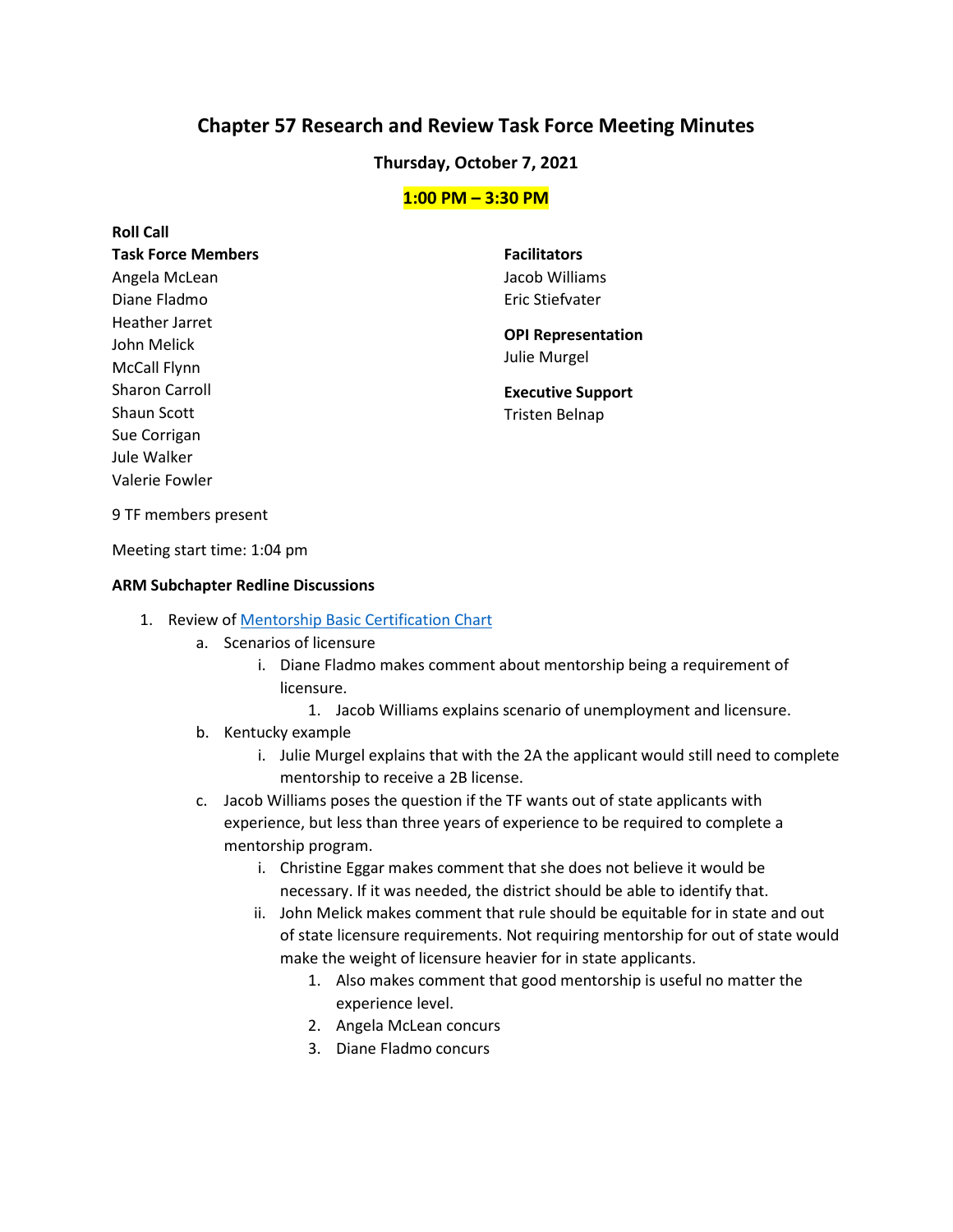# Chapter 57 Research and Review Task Force Meeting Minutes

**Thursday, October 7, 2021**

**1:00 PM – 3:30 PM**

**Roll Call**

**Task Force Members**
Angela McLean
Diane Fladmo
Heather Jarret
John Melick
McCall Flynn
Sharon Carroll
Shaun Scott
Sue Corrigan
Jule Walker
Valerie Fowler

**Facilitators**
Jacob Williams
Eric Stiefvater

**OPI Representation**
Julie Murgel

**Executive Support**
Tristen Belnap

9 TF members present

Meeting start time: 1:04 pm

**ARM Subchapter Redline Discussions**

1. Review of [Mentorship Basic Certification Chart]
   a. Scenarios of licensure
      i. Diane Fladmo makes comment about mentorship being a requirement of licensure.
         1. Jacob Williams explains scenario of unemployment and licensure.
   b. Kentucky example
      i. Julie Murgel explains that with the 2A the applicant would still need to complete mentorship to receive a 2B license.
   c. Jacob Williams poses the question if the TF wants out of state applicants with experience, but less than three years of experience to be required to complete a mentorship program.
      i. Christine Eggar makes comment that she does not believe it would be necessary. If it was needed, the district should be able to identify that.
      ii. John Melick makes comment that rule should be equitable for in state and out of state licensure requirements. Not requiring mentorship for out of state would make the weight of licensure heavier for in state applicants.
         1. Also makes comment that good mentorship is useful no matter the experience level.
         2. Angela McLean concurs
         3. Diane Fladmo concurs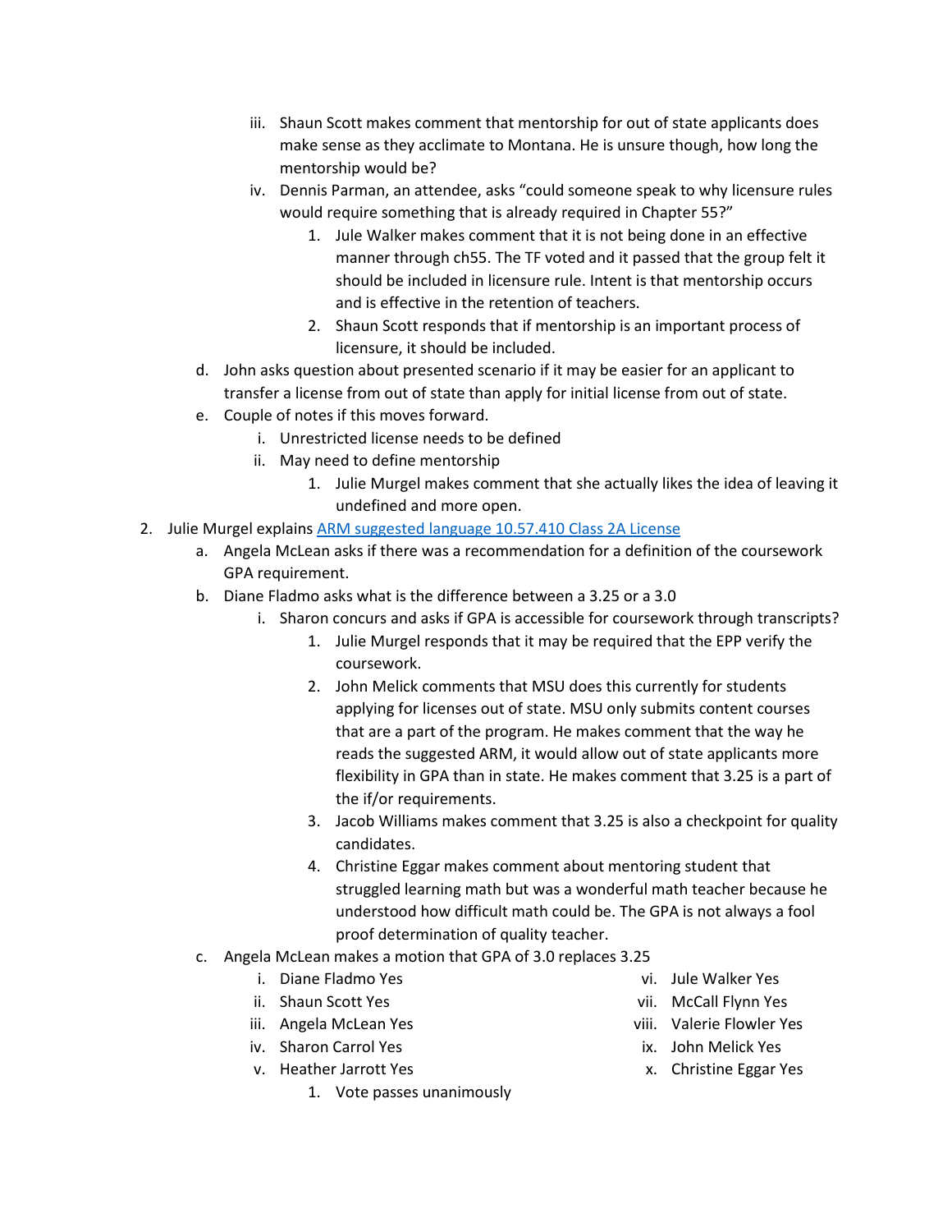iii. Shaun Scott makes comment that mentorship for out of state applicants does make sense as they acclimate to Montana. He is unsure though, how long the mentorship would be?

   iv. Dennis Parman, an attendee, asks "could someone speak to why licensure rules would require something that is already required in Chapter 55?"

      1. Jule Walker makes comment that it is not being done in an effective manner through ch55. The TF voted and it passed that the group felt it should be included in licensure rule. Intent is that mentorship occurs and is effective in the retention of teachers.

      2. Shaun Scott responds that if mentorship is an important process of licensure, it should be included.

d. John asks question about presented scenario if it may be easier for an applicant to transfer a license from out of state than apply for initial license from out of state.

e. Couple of notes if this moves forward.

   i. Unrestricted license needs to be defined

   ii. May need to define mentorship

      1. Julie Murgel makes comment that she actually likes the idea of leaving it undefined and more open.

2. Julie Murgel explains [ARM suggested language 10.57.410 Class 2A License]

   a. Angela McLean asks if there was a recommendation for a definition of the coursework GPA requirement.

   b. Diane Fladmo asks what is the difference between a 3.25 or a 3.0

      i. Sharon concurs and asks if GPA is accessible for coursework through transcripts?

         1. Julie Murgel responds that it may be required that the EPP verify the coursework.

         2. John Melick comments that MSU does this currently for students applying for licenses out of state. MSU only submits content courses that are a part of the program. He makes comment that the way he reads the suggested ARM, it would allow out of state applicants more flexibility in GPA than in state. He makes comment that 3.25 is a part of the if/or requirements.

         3. Jacob Williams makes comment that 3.25 is also a checkpoint for quality candidates.

         4. Christine Eggar makes comment about mentoring student that struggled learning math but was a wonderful math teacher because he understood how difficult math could be. The GPA is not always a fool proof determination of quality teacher.

   c. Angela McLean makes a motion that GPA of 3.0 replaces 3.25

      i. Diane Fladmo Yes
      ii. Shaun Scott Yes
      iii. Angela McLean Yes
      iv. Sharon Carrol Yes
      v. Heather Jarrott Yes
      vi. Jule Walker Yes
      vii. McCall Flynn Yes
      viii. Valerie Flowler Yes
      ix. John Melick Yes
      x. Christine Eggar Yes

         1. Vote passes unanimously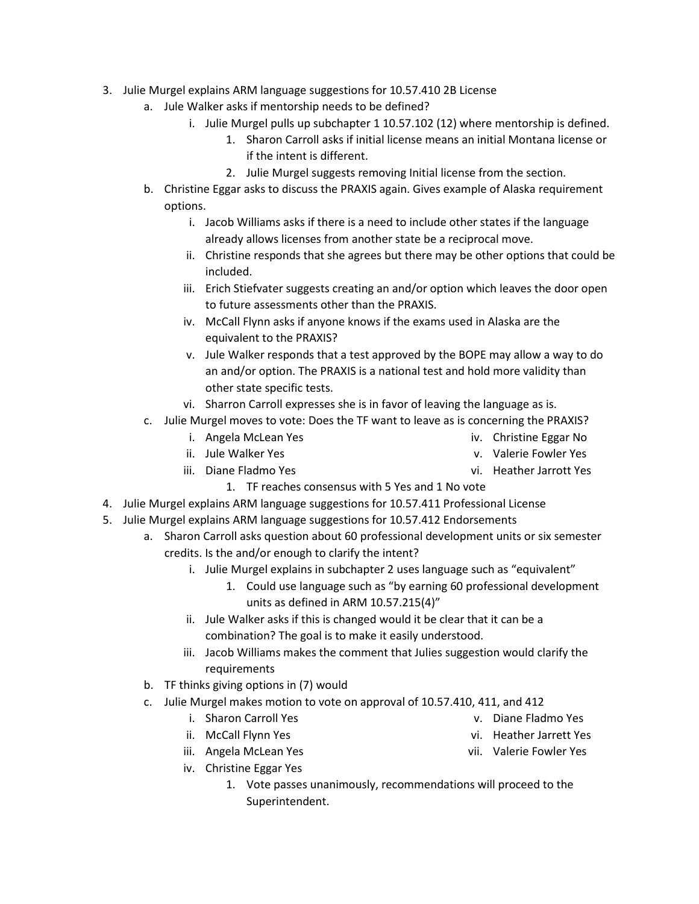3. Julie Murgel explains ARM language suggestions for 10.57.410 2B License
    a. Jule Walker asks if mentorship needs to be defined?
        i. Julie Murgel pulls up subchapter 1 10.57.102 (12) where mentorship is defined.
            1. Sharon Carroll asks if initial license means an initial Montana license or if the intent is different.
            2. Julie Murgel suggests removing Initial license from the section.
    b. Christine Eggar asks to discuss the PRAXIS again. Gives example of Alaska requirement options.
        i. Jacob Williams asks if there is a need to include other states if the language already allows licenses from another state be a reciprocal move.
        ii. Christine responds that she agrees but there may be other options that could be included.
        iii. Erich Stiefvater suggests creating an and/or option which leaves the door open to future assessments other than the PRAXIS.
        iv. McCall Flynn asks if anyone knows if the exams used in Alaska are the equivalent to the PRAXIS?
        v. Jule Walker responds that a test approved by the BOPE may allow a way to do an and/or option. The PRAXIS is a national test and hold more validity than other state specific tests.
        vi. Sharron Carroll expresses she is in favor of leaving the language as is.
    c. Julie Murgel moves to vote: Does the TF want to leave as is concerning the PRAXIS?
        i. Angela McLean Yes
        ii. Jule Walker Yes
        iii. Diane Fladmo Yes
        iv. Christine Eggar No
        v. Valerie Fowler Yes
        vi. Heather Jarrott Yes
            1. TF reaches consensus with 5 Yes and 1 No vote
4. Julie Murgel explains ARM language suggestions for 10.57.411 Professional License
5. Julie Murgel explains ARM language suggestions for 10.57.412 Endorsements
    a. Sharon Carroll asks question about 60 professional development units or six semester credits. Is the and/or enough to clarify the intent?
        i. Julie Murgel explains in subchapter 2 uses language such as "equivalent"
            1. Could use language such as "by earning 60 professional development units as defined in ARM 10.57.215(4)"
        ii. Jule Walker asks if this is changed would it be clear that it can be a combination? The goal is to make it easily understood.
        iii. Jacob Williams makes the comment that Julies suggestion would clarify the requirements
    b. TF thinks giving options in (7) would
    c. Julie Murgel makes motion to vote on approval of 10.57.410, 411, and 412
        i. Sharon Carroll Yes
        ii. McCall Flynn Yes
        iii. Angela McLean Yes
        iv. Christine Eggar Yes
        v. Diane Fladmo Yes
        vi. Heather Jarrett Yes
        vii. Valerie Fowler Yes
            1. Vote passes unanimously, recommendations will proceed to the Superintendent.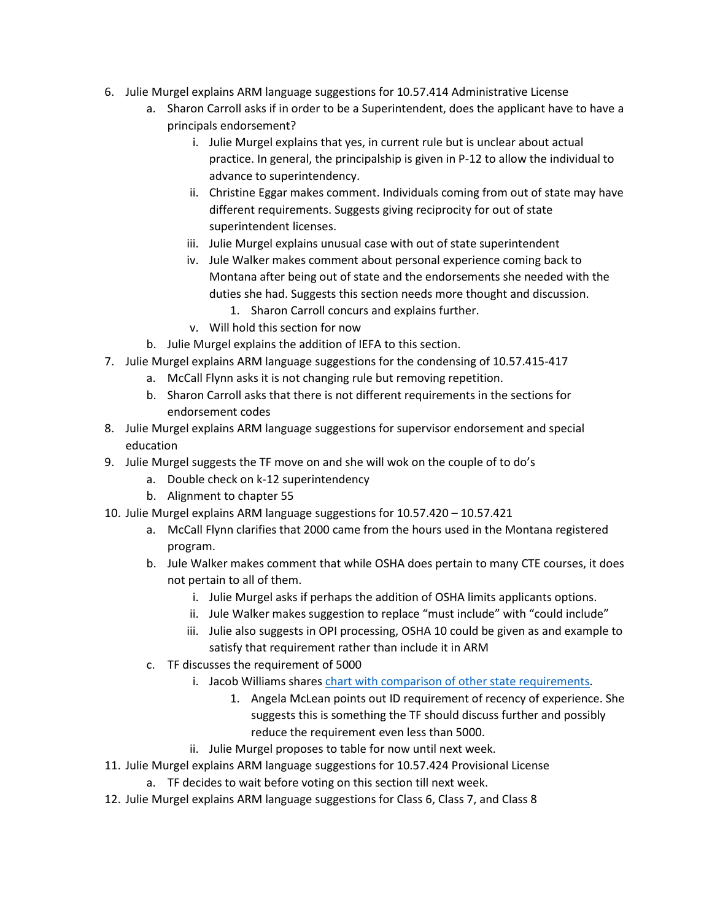6. Julie Murgel explains ARM language suggestions for 10.57.414 Administrative License
    a. Sharon Carroll asks if in order to be a Superintendent, does the applicant have to have a principals endorsement?
        i. Julie Murgel explains that yes, in current rule but is unclear about actual practice. In general, the principalship is given in P-12 to allow the individual to advance to superintendency.
        ii. Christine Eggar makes comment. Individuals coming from out of state may have different requirements. Suggests giving reciprocity for out of state superintendent licenses.
        iii. Julie Murgel explains unusual case with out of state superintendent
        iv. Jule Walker makes comment about personal experience coming back to Montana after being out of state and the endorsements she needed with the duties she had. Suggests this section needs more thought and discussion.
            1. Sharon Carroll concurs and explains further.
        v. Will hold this section for now
    b. Julie Murgel explains the addition of IEFA to this section.
7. Julie Murgel explains ARM language suggestions for the condensing of 10.57.415-417
    a. McCall Flynn asks it is not changing rule but removing repetition.
    b. Sharon Carroll asks that there is not different requirements in the sections for endorsement codes
8. Julie Murgel explains ARM language suggestions for supervisor endorsement and special education
9. Julie Murgel suggests the TF move on and she will wok on the couple of to do's
    a. Double check on k-12 superintendency
    b. Alignment to chapter 55
10. Julie Murgel explains ARM language suggestions for 10.57.420 – 10.57.421
    a. McCall Flynn clarifies that 2000 came from the hours used in the Montana registered program.
    b. Jule Walker makes comment that while OSHA does pertain to many CTE courses, it does not pertain to all of them.
        i. Julie Murgel asks if perhaps the addition of OSHA limits applicants options.
        ii. Jule Walker makes suggestion to replace "must include" with "could include"
        iii. Julie also suggests in OPI processing, OSHA 10 could be given as and example to satisfy that requirement rather than include it in ARM
    c. TF discusses the requirement of 5000
        i. Jacob Williams shares chart with comparison of other state requirements.
            1. Angela McLean points out ID requirement of recency of experience. She suggests this is something the TF should discuss further and possibly reduce the requirement even less than 5000.
        ii. Julie Murgel proposes to table for now until next week.
11. Julie Murgel explains ARM language suggestions for 10.57.424 Provisional License
    a. TF decides to wait before voting on this section till next week.
12. Julie Murgel explains ARM language suggestions for Class 6, Class 7, and Class 8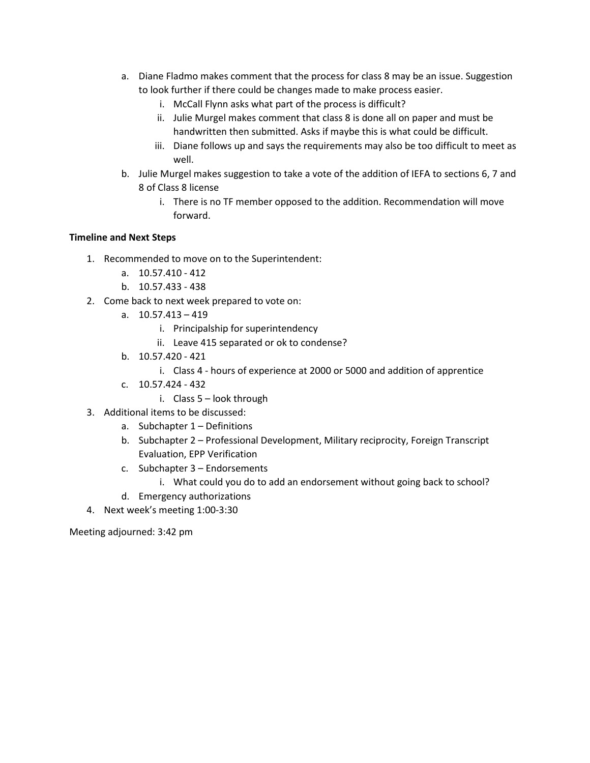a. Diane Fladmo makes comment that the process for class 8 may be an issue. Suggestion to look further if there could be changes made to make process easier.
    i. McCall Flynn asks what part of the process is difficult?
    ii. Julie Murgel makes comment that class 8 is done all on paper and must be handwritten then submitted. Asks if maybe this is what could be difficult.
    iii. Diane follows up and says the requirements may also be too difficult to meet as well.
b. Julie Murgel makes suggestion to take a vote of the addition of IEFA to sections 6, 7 and 8 of Class 8 license
    i. There is no TF member opposed to the addition. Recommendation will move forward.

**Timeline and Next Steps**

1. Recommended to move on to the Superintendent:
    a. 10.57.410 - 412
    b. 10.57.433 - 438
2. Come back to next week prepared to vote on:
    a. 10.57.413 – 419
        i. Principalship for superintendency
        ii. Leave 415 separated or ok to condense?
    b. 10.57.420 - 421
        i. Class 4 - hours of experience at 2000 or 5000 and addition of apprentice
    c. 10.57.424 - 432
        i. Class 5 – look through
3. Additional items to be discussed:
    a. Subchapter 1 – Definitions
    b. Subchapter 2 – Professional Development, Military reciprocity, Foreign Transcript Evaluation, EPP Verification
    c. Subchapter 3 – Endorsements
        i. What could you do to add an endorsement without going back to school?
    d. Emergency authorizations
4. Next week's meeting 1:00-3:30

Meeting adjourned: 3:42 pm